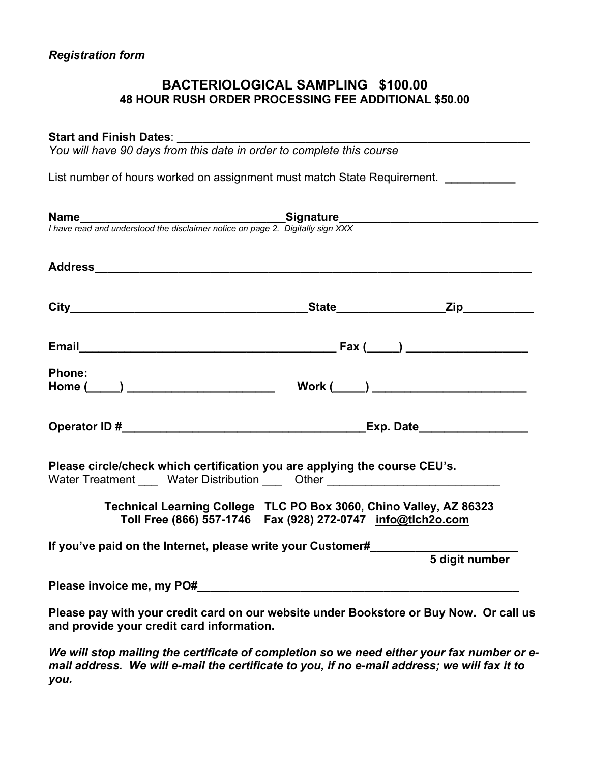*Registration form*

# BACTERIOLOGICAL SAMPLING $100.00

**48 HOUR RUSH ORDER PROCESSING FEE ADDITIONAL $50.00**

**Start and Finish Dates**: ____________________________________________________________

*You will have 90 days from this date in order to complete this course*

List number of hours worked on assignment must match State Requirement. ___________

**Name**________________________________ **Signature**_______________________________

*I have read and understood the disclaimer notice on page 2. Digitally sign XXX*

**Address**_______________________________________________________________________

**City**_____________________________________ **State**________________ **Zip**___________

**Email**_______________________________________ **Fax (_____)** ___________________

**Phone:**
**Home (_____)** _______________________ **Work (_____)** ________________________

**Operator ID #**_____________________________________ **Exp. Date**________________

**Please circle/check which certification you are applying the course CEU's.**
Water Treatment ___ Water Distribution ___ Other ___________________________

**Technical Learning College TLC PO Box 3060, Chino Valley, AZ 86323**
**Toll Free (866) 557-1746 Fax (928) 272-0747 info@tlch2o.com**

**If you've paid on the Internet, please write your Customer#**_______________________
**5 digit number**

**Please invoice me, my PO#**____________________________________________________

**Please pay with your credit card on our website under Bookstore or Buy Now. Or call us and provide your credit card information.**

***We will stop mailing the certificate of completion so we need either your fax number or e-mail address. We will e-mail the certificate to you, if no e-mail address; we will fax it to you.***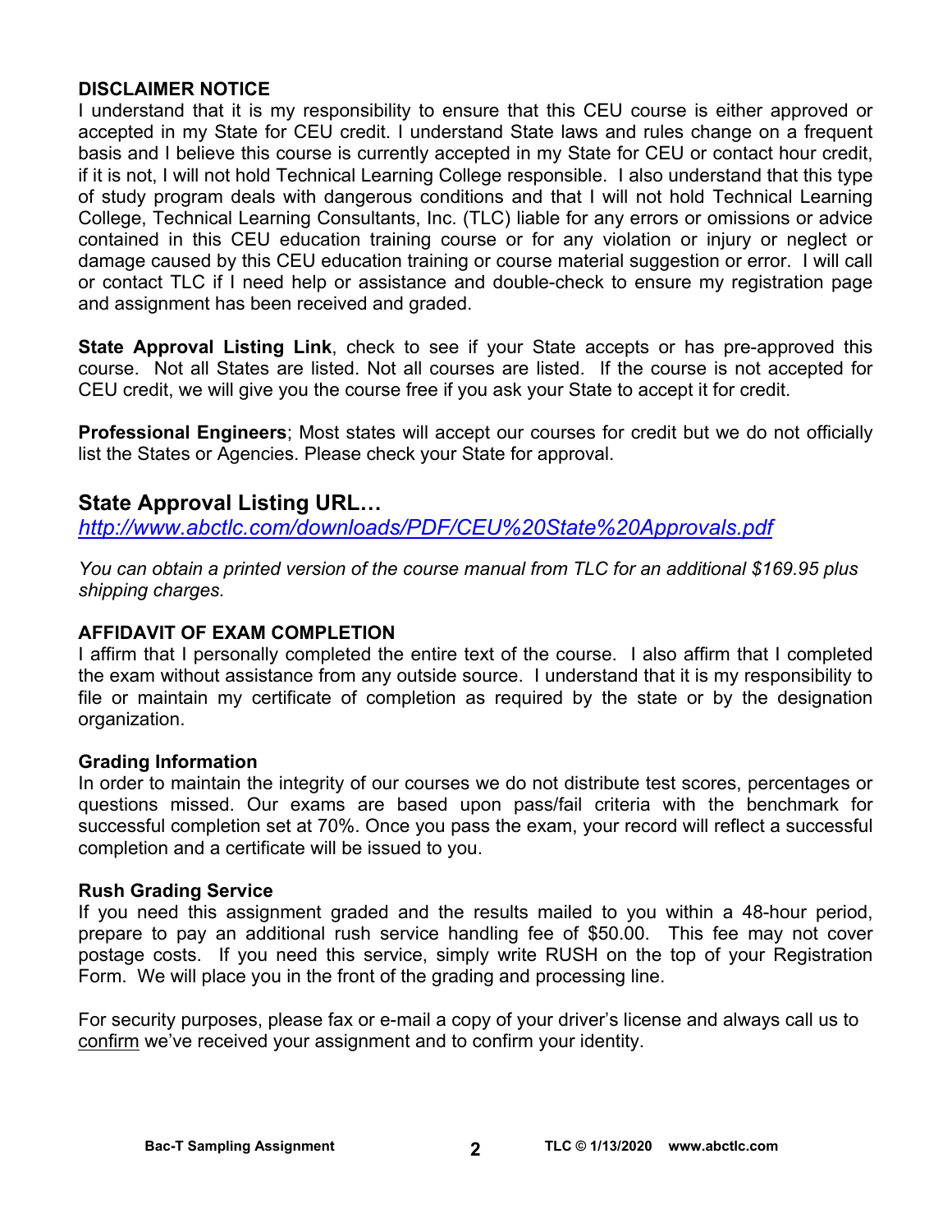**DISCLAIMER NOTICE**

I understand that it is my responsibility to ensure that this CEU course is either approved or accepted in my State for CEU credit. I understand State laws and rules change on a frequent basis and I believe this course is currently accepted in my State for CEU or contact hour credit, if it is not, I will not hold Technical Learning College responsible. I also understand that this type of study program deals with dangerous conditions and that I will not hold Technical Learning College, Technical Learning Consultants, Inc. (TLC) liable for any errors or omissions or advice contained in this CEU education training course or for any violation or injury or neglect or damage caused by this CEU education training or course material suggestion or error. I will call or contact TLC if I need help or assistance and double-check to ensure my registration page and assignment has been received and graded.

**State Approval Listing Link**, check to see if your State accepts or has pre-approved this course. Not all States are listed. Not all courses are listed. If the course is not accepted for CEU credit, we will give you the course free if you ask your State to accept it for credit.

**Professional Engineers**; Most states will accept our courses for credit but we do not officially list the States or Agencies. Please check your State for approval.

## State Approval Listing URL…

*http://www.abctlc.com/downloads/PDF/CEU%20State%20Approvals.pdf*

*You can obtain a printed version of the course manual from TLC for an additional $169.95 plus shipping charges.*

**AFFIDAVIT OF EXAM COMPLETION**

I affirm that I personally completed the entire text of the course. I also affirm that I completed the exam without assistance from any outside source. I understand that it is my responsibility to file or maintain my certificate of completion as required by the state or by the designation organization.

**Grading Information**

In order to maintain the integrity of our courses we do not distribute test scores, percentages or questions missed. Our exams are based upon pass/fail criteria with the benchmark for successful completion set at 70%. Once you pass the exam, your record will reflect a successful completion and a certificate will be issued to you.

**Rush Grading Service**

If you need this assignment graded and the results mailed to you within a 48-hour period, prepare to pay an additional rush service handling fee of $50.00. This fee may not cover postage costs. If you need this service, simply write RUSH on the top of your Registration Form. We will place you in the front of the grading and processing line.

For security purposes, please fax or e-mail a copy of your driver's license and always call us to confirm we've received your assignment and to confirm your identity.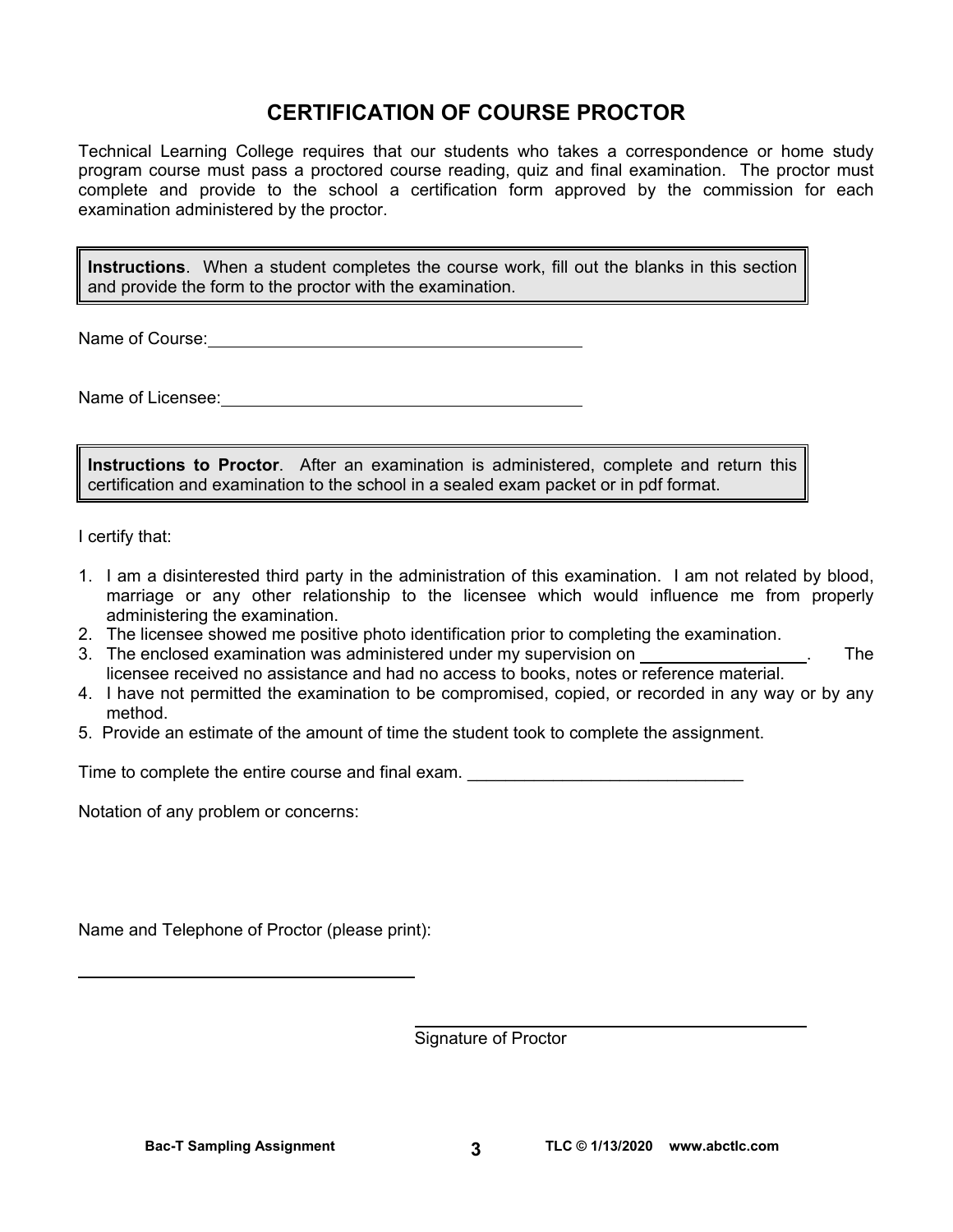# CERTIFICATION OF COURSE PROCTOR

Technical Learning College requires that our students who takes a correspondence or home study program course must pass a proctored course reading, quiz and final examination. The proctor must complete and provide to the school a certification form approved by the commission for each examination administered by the proctor.

**Instructions**. When a student completes the course work, fill out the blanks in this section and provide the form to the proctor with the examination.

Name of Course: ________________________________________

Name of Licensee: ________________________________________

**Instructions to Proctor**. After an examination is administered, complete and return this certification and examination to the school in a sealed exam packet or in pdf format.

I certify that:

1. I am a disinterested third party in the administration of this examination. I am not related by blood, marriage or any other relationship to the licensee which would influence me from properly administering the examination.
2. The licensee showed me positive photo identification prior to completing the examination.
3. The enclosed examination was administered under my supervision on __________________. The licensee received no assistance and had no access to books, notes or reference material.
4. I have not permitted the examination to be compromised, copied, or recorded in any way or by any method.
5. Provide an estimate of the amount of time the student took to complete the assignment.

Time to complete the entire course and final exam. ______________________________

Notation of any problem or concerns:

Name and Telephone of Proctor (please print):

________________________________________

________________________________________
Signature of Proctor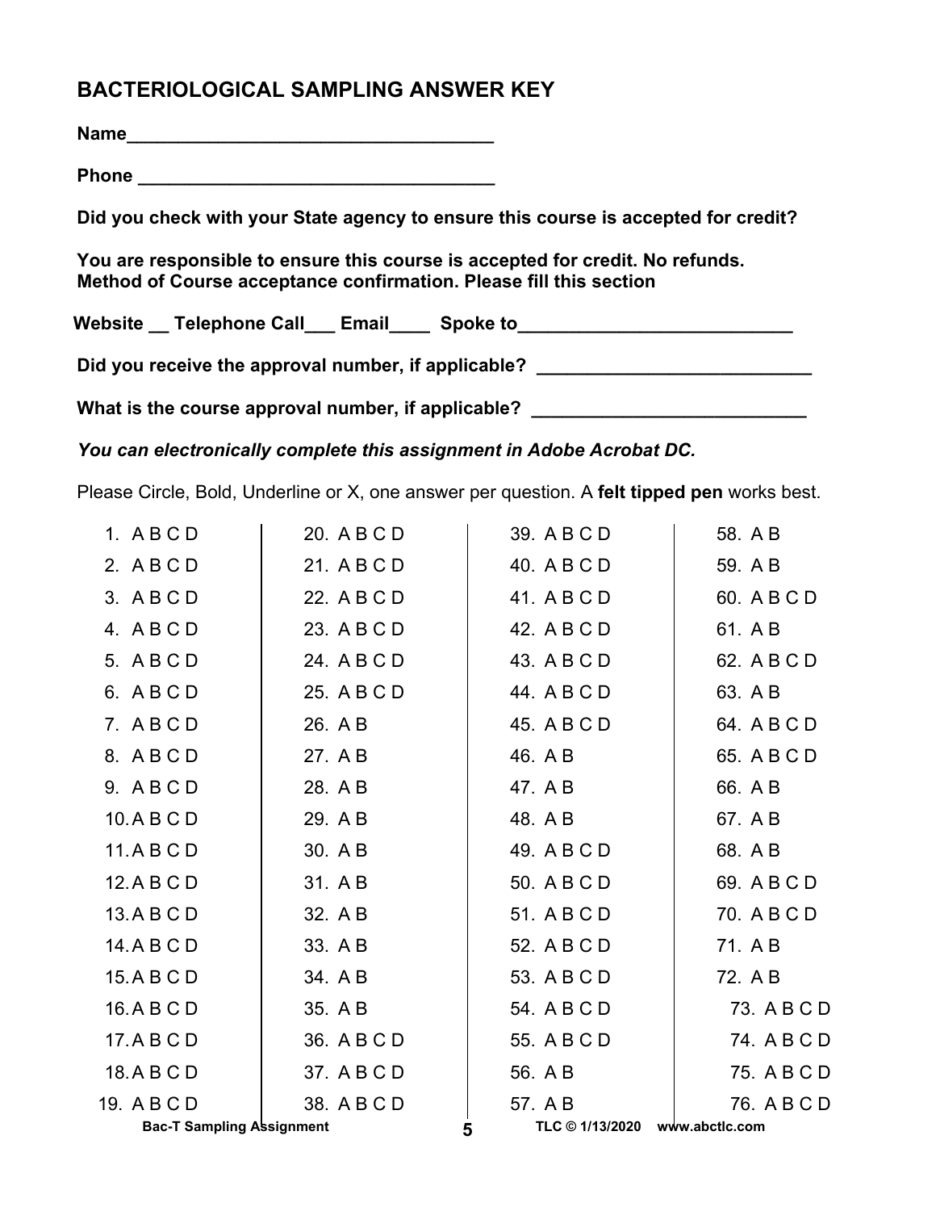## BACTERIOLOGICAL SAMPLING ANSWER KEY

**Name**____________________________________

**Phone** ____________________________________

**Did you check with your State agency to ensure this course is accepted for credit?**

**You are responsible to ensure this course is accepted for credit. No refunds.**
**Method of Course acceptance confirmation. Please fill this section**

**Website __ Telephone Call___ Email____ Spoke to___________________________**

**Did you receive the approval number, if applicable? ___________________________**

**What is the course approval number, if applicable? ___________________________**

***You can electronically complete this assignment in Adobe Acrobat DC.***

Please Circle, Bold, Underline or X, one answer per question. A **felt tipped pen** works best.

| | | | |
|---|---|---|---|
| 1. A B C D | 20. A B C D | 39. A B C D | 58. A B |
| 2. A B C D | 21. A B C D | 40. A B C D | 59. A B |
| 3. A B C D | 22. A B C D | 41. A B C D | 60. A B C D |
| 4. A B C D | 23. A B C D | 42. A B C D | 61. A B |
| 5. A B C D | 24. A B C D | 43. A B C D | 62. A B C D |
| 6. A B C D | 25. A B C D | 44. A B C D | 63. A B |
| 7. A B C D | 26. A B | 45. A B C D | 64. A B C D |
| 8. A B C D | 27. A B | 46. A B | 65. A B C D |
| 9. A B C D | 28. A B | 47. A B | 66. A B |
| 10. A B C D | 29. A B | 48. A B | 67. A B |
| 11. A B C D | 30. A B | 49. A B C D | 68. A B |
| 12. A B C D | 31. A B | 50. A B C D | 69. A B C D |
| 13. A B C D | 32. A B | 51. A B C D | 70. A B C D |
| 14. A B C D | 33. A B | 52. A B C D | 71. A B |
| 15. A B C D | 34. A B | 53. A B C D | 72. A B |
| 16. A B C D | 35. A B | 54. A B C D | 73. A B C D |
| 17. A B C D | 36. A B C D | 55. A B C D | 74. A B C D |
| 18. A B C D | 37. A B C D | 56. A B | 75. A B C D |
| 19. A B C D | 38. A B C D | 57. A B | 76. A B C D |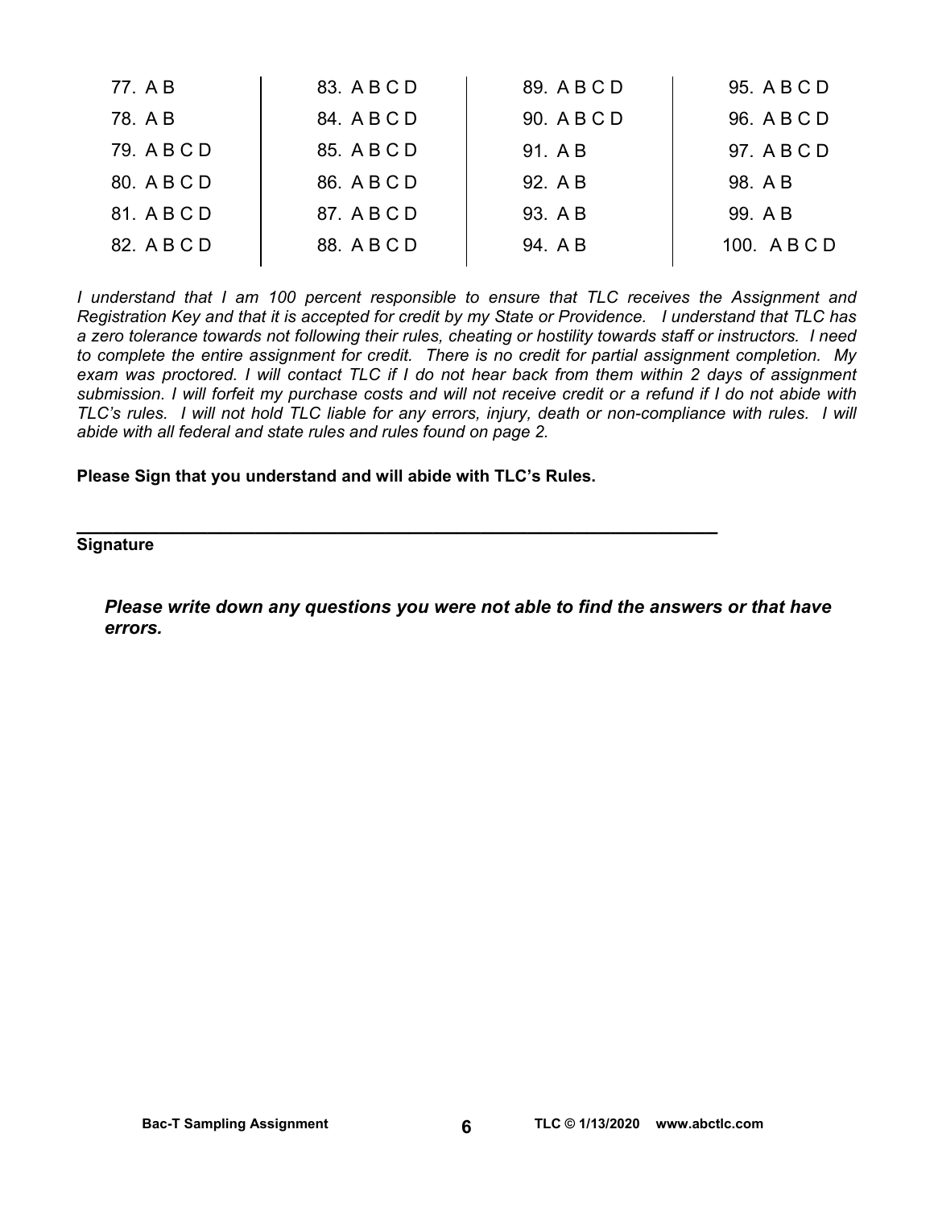| | | | |
|---|---|---|---|
| 77. A B | 83. A B C D | 89. A B C D | 95. A B C D |
| 78. A B | 84. A B C D | 90. A B C D | 96. A B C D |
| 79. A B C D | 85. A B C D | 91. A B | 97. A B C D |
| 80. A B C D | 86. A B C D | 92. A B | 98. A B |
| 81. A B C D | 87. A B C D | 93. A B | 99. A B |
| 82. A B C D | 88. A B C D | 94. A B | 100. A B C D |

*I understand that I am 100 percent responsible to ensure that TLC receives the Assignment and Registration Key and that it is accepted for credit by my State or Providence. I understand that TLC has a zero tolerance towards not following their rules, cheating or hostility towards staff or instructors. I need to complete the entire assignment for credit. There is no credit for partial assignment completion. My exam was proctored. I will contact TLC if I do not hear back from them within 2 days of assignment submission. I will forfeit my purchase costs and will not receive credit or a refund if I do not abide with TLC's rules. I will not hold TLC liable for any errors, injury, death or non-compliance with rules. I will abide with all federal and state rules and rules found on page 2.*

**Please Sign that you understand and will abide with TLC's Rules.**

_______________________________________________________________

**Signature**

***Please write down any questions you were not able to find the answers or that have errors.***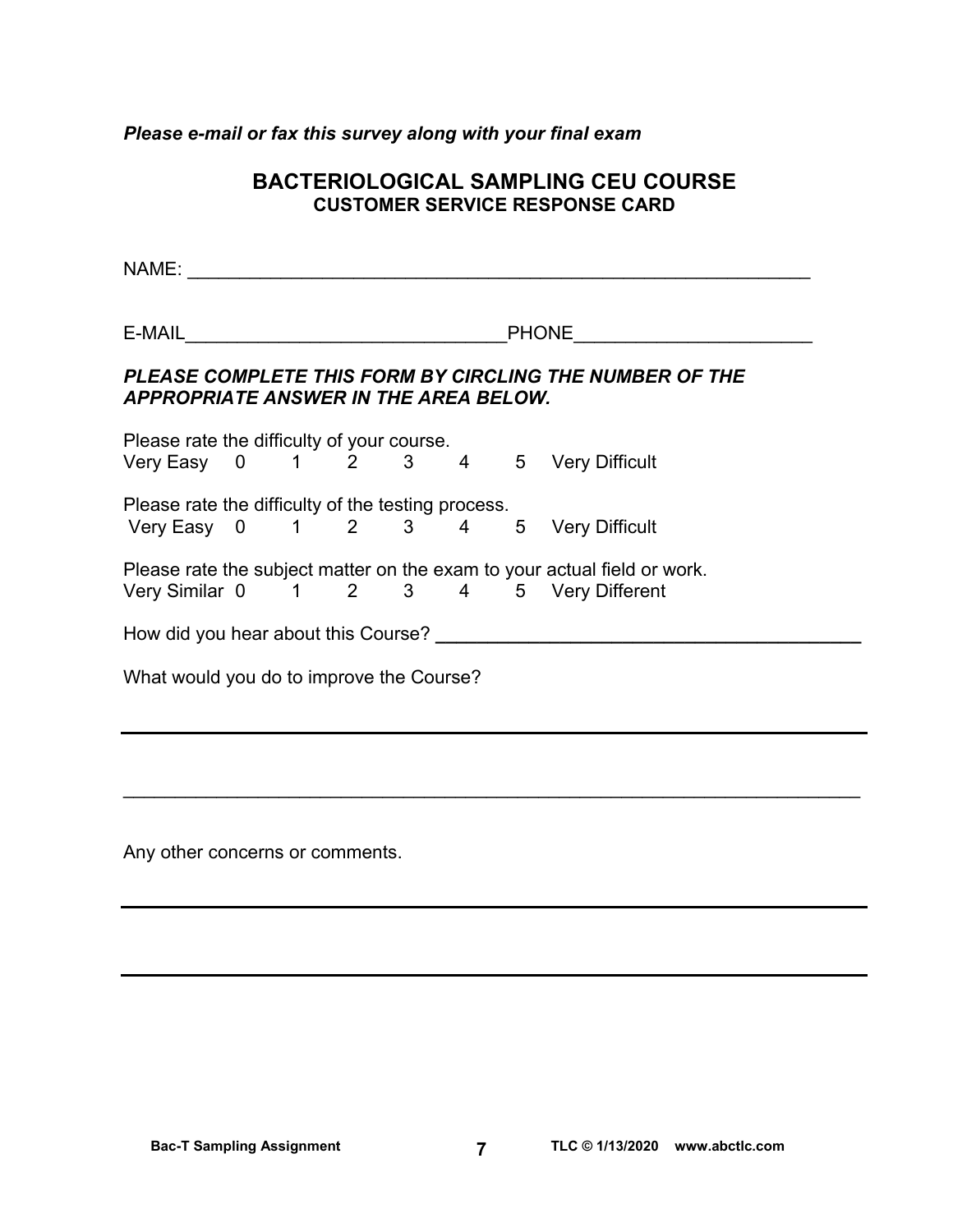***Please e-mail or fax this survey along with your final exam***

## BACTERIOLOGICAL SAMPLING CEU COURSE

### CUSTOMER SERVICE RESPONSE CARD

NAME: ___________________________________________________________

E-MAIL_______________________________PHONE______________________

***PLEASE COMPLETE THIS FORM BY CIRCLING THE NUMBER OF THE APPROPRIATE ANSWER IN THE AREA BELOW.***

Please rate the difficulty of your course.
Very Easy 0 1 2 3 4 5 Very Difficult

Please rate the difficulty of the testing process.
Very Easy 0 1 2 3 4 5 Very Difficult

Please rate the subject matter on the exam to your actual field or work.
Very Similar 0 1 2 3 4 5 Very Different

How did you hear about this Course? ________________________________________

What would you do to improve the Course?

______________________________________________________________________

______________________________________________________________________

Any other concerns or comments.

______________________________________________________________________

______________________________________________________________________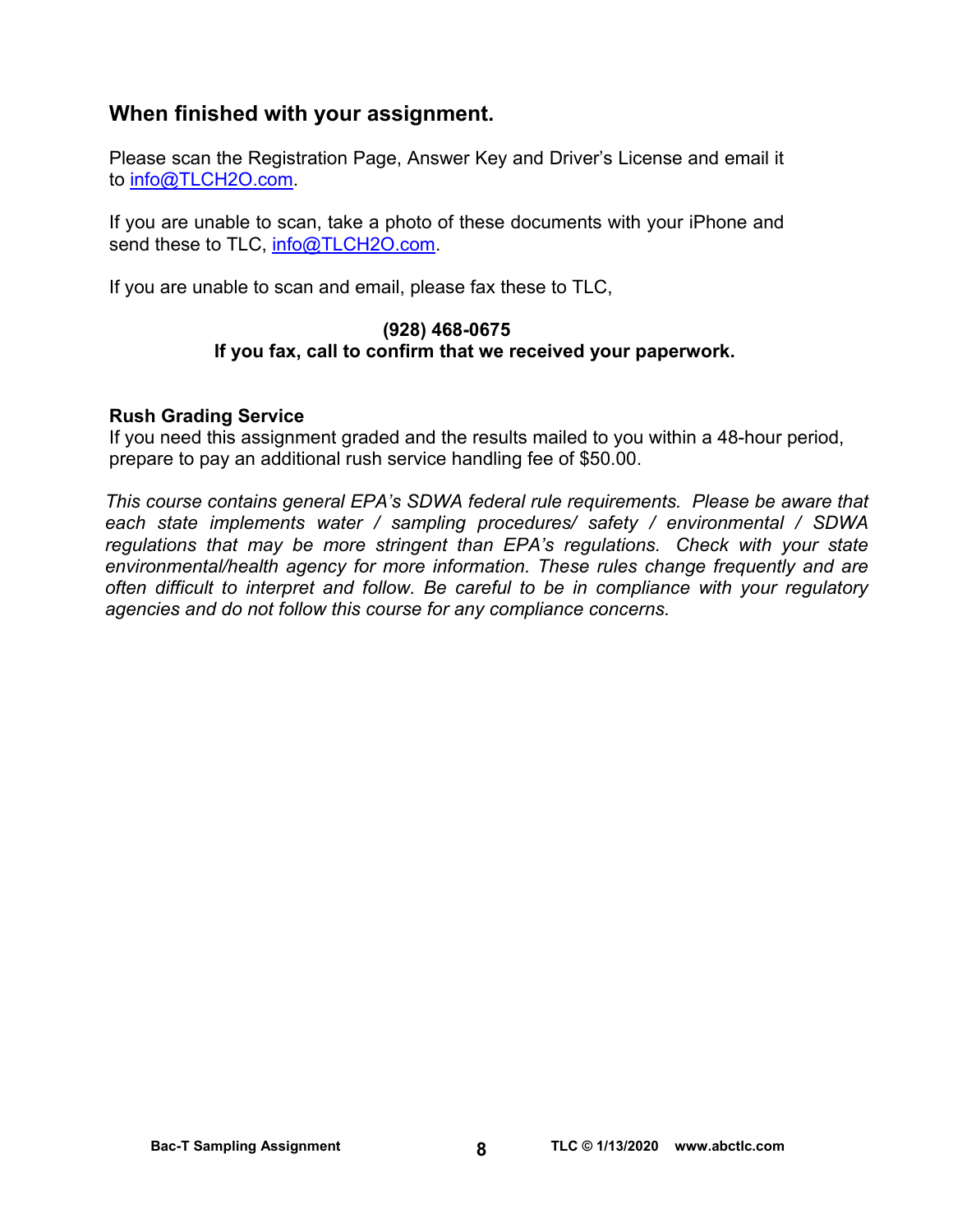## When finished with your assignment.

Please scan the Registration Page, Answer Key and Driver's License and email it to info@TLCH2O.com.

If you are unable to scan, take a photo of these documents with your iPhone and send these to TLC, info@TLCH2O.com.

If you are unable to scan and email, please fax these to TLC,

**(928) 468-0675**
**If you fax, call to confirm that we received your paperwork.**

**Rush Grading Service**
If you need this assignment graded and the results mailed to you within a 48-hour period, prepare to pay an additional rush service handling fee of $50.00.

*This course contains general EPA's SDWA federal rule requirements. Please be aware that each state implements water / sampling procedures/ safety / environmental / SDWA regulations that may be more stringent than EPA's regulations. Check with your state environmental/health agency for more information. These rules change frequently and are often difficult to interpret and follow. Be careful to be in compliance with your regulatory agencies and do not follow this course for any compliance concerns.*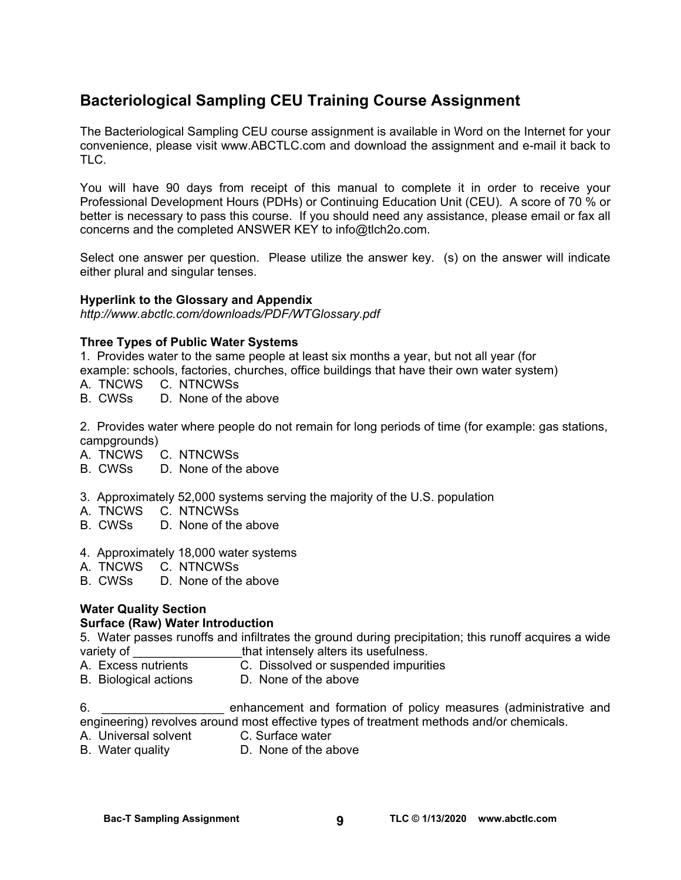## Bacteriological Sampling CEU Training Course Assignment

The Bacteriological Sampling CEU course assignment is available in Word on the Internet for your convenience, please visit www.ABCTLC.com and download the assignment and e-mail it back to TLC.

You will have 90 days from receipt of this manual to complete it in order to receive your Professional Development Hours (PDHs) or Continuing Education Unit (CEU). A score of 70 % or better is necessary to pass this course. If you should need any assistance, please email or fax all concerns and the completed ANSWER KEY to info@tlch2o.com.

Select one answer per question. Please utilize the answer key. (s) on the answer will indicate either plural and singular tenses.

**Hyperlink to the Glossary and Appendix**
*http://www.abctlc.com/downloads/PDF/WTGlossary.pdf*

**Three Types of Public Water Systems**

1. Provides water to the same people at least six months a year, but not all year (for example: schools, factories, churches, office buildings that have their own water system)
A. TNCWS C. NTNCWSs
B. CWSs D. None of the above

2. Provides water where people do not remain for long periods of time (for example: gas stations, campgrounds)
A. TNCWS C. NTNCWSs
B. CWSs D. None of the above

3. Approximately 52,000 systems serving the majority of the U.S. population
A. TNCWS C. NTNCWSs
B. CWSs D. None of the above

4. Approximately 18,000 water systems
A. TNCWS C. NTNCWSs
B. CWSs D. None of the above

**Water Quality Section**
**Surface (Raw) Water Introduction**

5. Water passes runoffs and infiltrates the ground during precipitation; this runoff acquires a wide variety of ________________that intensely alters its usefulness.
A. Excess nutrients C. Dissolved or suspended impurities
B. Biological actions D. None of the above

6. __________________ enhancement and formation of policy measures (administrative and engineering) revolves around most effective types of treatment methods and/or chemicals.
A. Universal solvent C. Surface water
B. Water quality D. None of the above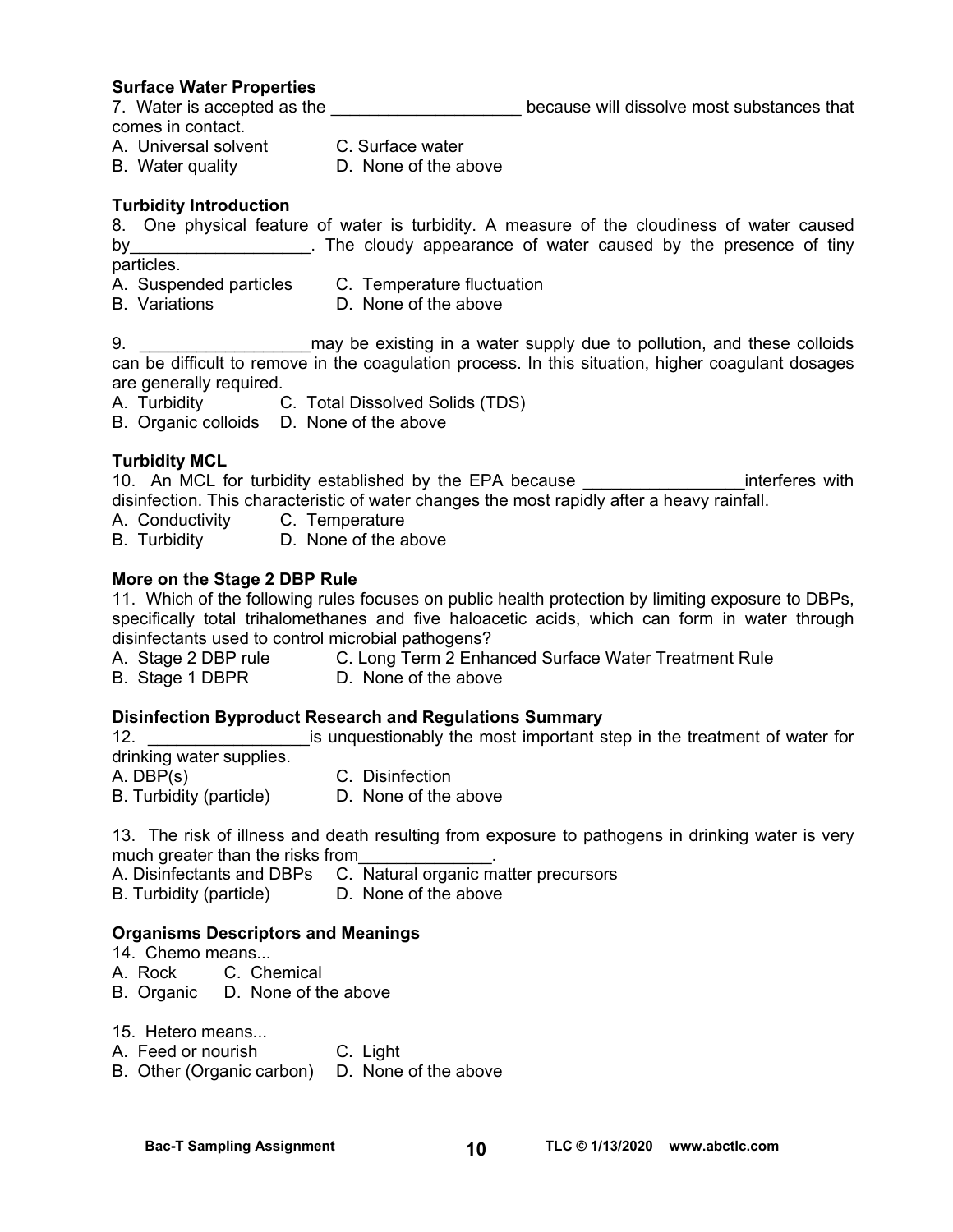**Surface Water Properties**

7. Water is accepted as the ____________________ because will dissolve most substances that comes in contact.

A. Universal solvent  C. Surface water
B. Water quality  D. None of the above

**Turbidity Introduction**

8. One physical feature of water is turbidity. A measure of the cloudiness of water caused by___________________. The cloudy appearance of water caused by the presence of tiny particles.

A. Suspended particles  C. Temperature fluctuation
B. Variations  D. None of the above

9. __________________may be existing in a water supply due to pollution, and these colloids can be difficult to remove in the coagulation process. In this situation, higher coagulant dosages are generally required.

A. Turbidity  C. Total Dissolved Solids (TDS)
B. Organic colloids  D. None of the above

**Turbidity MCL**

10. An MCL for turbidity established by the EPA because _________________interferes with disinfection. This characteristic of water changes the most rapidly after a heavy rainfall.

A. Conductivity  C. Temperature
B. Turbidity  D. None of the above

**More on the Stage 2 DBP Rule**

11. Which of the following rules focuses on public health protection by limiting exposure to DBPs, specifically total trihalomethanes and five haloacetic acids, which can form in water through disinfectants used to control microbial pathogens?

A. Stage 2 DBP rule  C. Long Term 2 Enhanced Surface Water Treatment Rule
B. Stage 1 DBPR  D. None of the above

**Disinfection Byproduct Research and Regulations Summary**

12. _________________is unquestionably the most important step in the treatment of water for drinking water supplies.

A. DBP(s)  C. Disinfection
B. Turbidity (particle)  D. None of the above

13. The risk of illness and death resulting from exposure to pathogens in drinking water is very much greater than the risks from______________.

A. Disinfectants and DBPs  C. Natural organic matter precursors
B. Turbidity (particle)  D. None of the above

**Organisms Descriptors and Meanings**

14. Chemo means...

A. Rock  C. Chemical
B. Organic  D. None of the above

15. Hetero means...

A. Feed or nourish  C. Light
B. Other (Organic carbon)  D. None of the above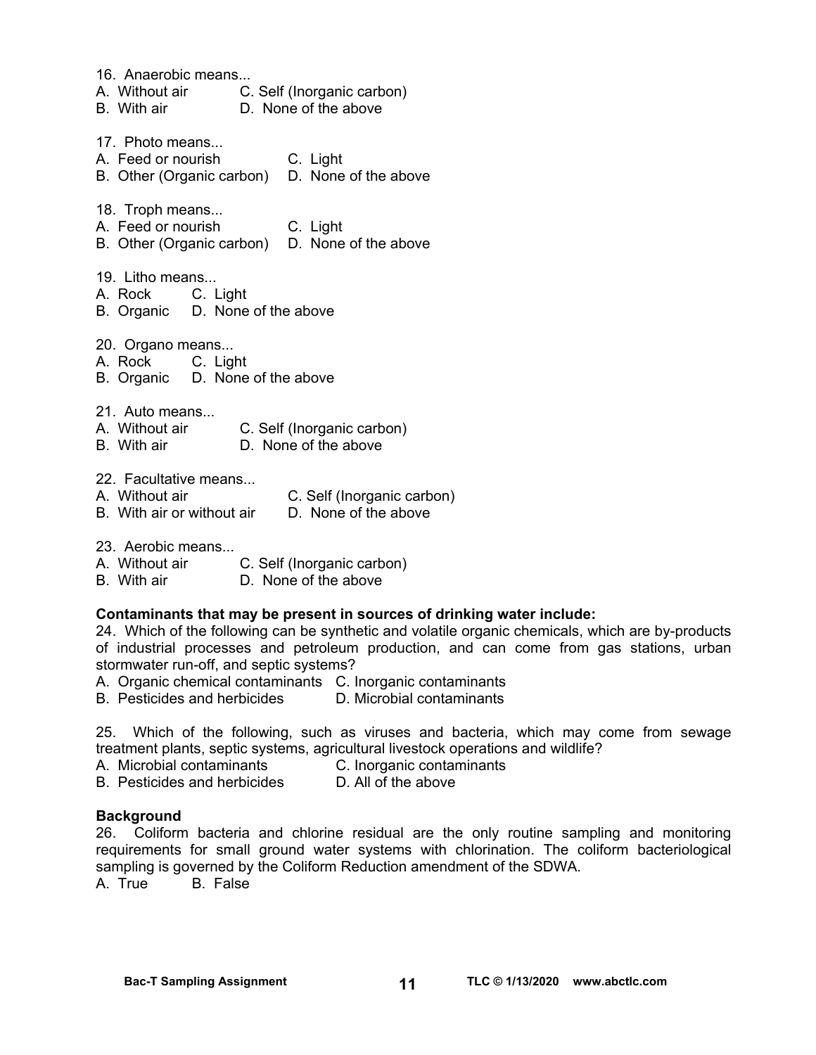16. Anaerobic means...
A. Without air C. Self (Inorganic carbon)
B. With air D. None of the above

17. Photo means...
A. Feed or nourish C. Light
B. Other (Organic carbon) D. None of the above

18. Troph means...
A. Feed or nourish C. Light
B. Other (Organic carbon) D. None of the above

19. Litho means...
A. Rock C. Light
B. Organic D. None of the above

20. Organo means...
A. Rock C. Light
B. Organic D. None of the above

21. Auto means...
A. Without air C. Self (Inorganic carbon)
B. With air D. None of the above

22. Facultative means...
A. Without air C. Self (Inorganic carbon)
B. With air or without air D. None of the above

23. Aerobic means...
A. Without air C. Self (Inorganic carbon)
B. With air D. None of the above

**Contaminants that may be present in sources of drinking water include:**

24. Which of the following can be synthetic and volatile organic chemicals, which are by-products of industrial processes and petroleum production, and can come from gas stations, urban stormwater run-off, and septic systems?
A. Organic chemical contaminants C. Inorganic contaminants
B. Pesticides and herbicides D. Microbial contaminants

25. Which of the following, such as viruses and bacteria, which may come from sewage treatment plants, septic systems, agricultural livestock operations and wildlife?
A. Microbial contaminants C. Inorganic contaminants
B. Pesticides and herbicides D. All of the above

**Background**

26. Coliform bacteria and chlorine residual are the only routine sampling and monitoring requirements for small ground water systems with chlorination. The coliform bacteriological sampling is governed by the Coliform Reduction amendment of the SDWA.
A. True B. False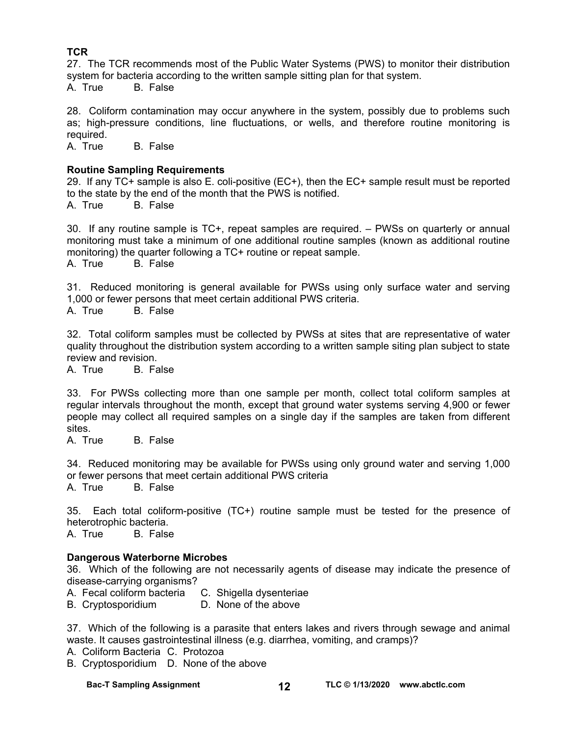**TCR**

27. The TCR recommends most of the Public Water Systems (PWS) to monitor their distribution system for bacteria according to the written sample sitting plan for that system.
A. True B. False

28. Coliform contamination may occur anywhere in the system, possibly due to problems such as; high-pressure conditions, line fluctuations, or wells, and therefore routine monitoring is required.
A. True B. False

**Routine Sampling Requirements**

29. If any TC+ sample is also E. coli-positive (EC+), then the EC+ sample result must be reported to the state by the end of the month that the PWS is notified.
A. True B. False

30. If any routine sample is TC+, repeat samples are required. – PWSs on quarterly or annual monitoring must take a minimum of one additional routine samples (known as additional routine monitoring) the quarter following a TC+ routine or repeat sample.
A. True B. False

31. Reduced monitoring is general available for PWSs using only surface water and serving 1,000 or fewer persons that meet certain additional PWS criteria.
A. True B. False

32. Total coliform samples must be collected by PWSs at sites that are representative of water quality throughout the distribution system according to a written sample siting plan subject to state review and revision.
A. True B. False

33. For PWSs collecting more than one sample per month, collect total coliform samples at regular intervals throughout the month, except that ground water systems serving 4,900 or fewer people may collect all required samples on a single day if the samples are taken from different sites.
A. True B. False

34. Reduced monitoring may be available for PWSs using only ground water and serving 1,000 or fewer persons that meet certain additional PWS criteria
A. True B. False

35. Each total coliform-positive (TC+) routine sample must be tested for the presence of heterotrophic bacteria.
A. True B. False

**Dangerous Waterborne Microbes**

36. Which of the following are not necessarily agents of disease may indicate the presence of disease-carrying organisms?
A. Fecal coliform bacteria C. Shigella dysenteriae
B. Cryptosporidium D. None of the above

37. Which of the following is a parasite that enters lakes and rivers through sewage and animal waste. It causes gastrointestinal illness (e.g. diarrhea, vomiting, and cramps)?
A. Coliform Bacteria C. Protozoa
B. Cryptosporidium D. None of the above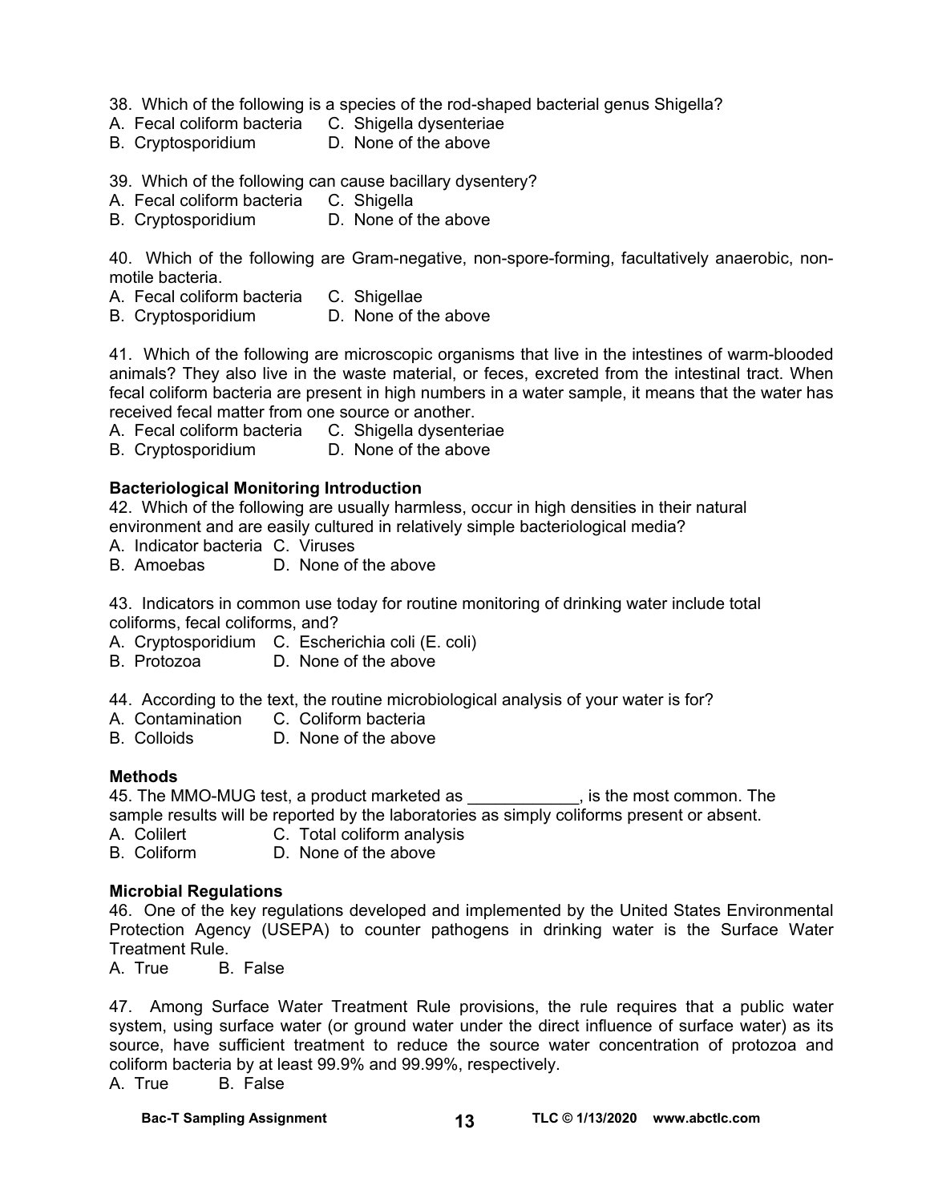38. Which of the following is a species of the rod-shaped bacterial genus Shigella?
A. Fecal coliform bacteria C. Shigella dysenteriae
B. Cryptosporidium D. None of the above

39. Which of the following can cause bacillary dysentery?
A. Fecal coliform bacteria C. Shigella
B. Cryptosporidium D. None of the above

40. Which of the following are Gram-negative, non-spore-forming, facultatively anaerobic, non-motile bacteria.
A. Fecal coliform bacteria C. Shigellae
B. Cryptosporidium D. None of the above

41. Which of the following are microscopic organisms that live in the intestines of warm-blooded animals? They also live in the waste material, or feces, excreted from the intestinal tract. When fecal coliform bacteria are present in high numbers in a water sample, it means that the water has received fecal matter from one source or another.
A. Fecal coliform bacteria C. Shigella dysenteriae
B. Cryptosporidium D. None of the above

**Bacteriological Monitoring Introduction**

42. Which of the following are usually harmless, occur in high densities in their natural environment and are easily cultured in relatively simple bacteriological media?
A. Indicator bacteria C. Viruses
B. Amoebas D. None of the above

43. Indicators in common use today for routine monitoring of drinking water include total coliforms, fecal coliforms, and?
A. Cryptosporidium C. Escherichia coli (E. coli)
B. Protozoa D. None of the above

44. According to the text, the routine microbiological analysis of your water is for?
A. Contamination C. Coliform bacteria
B. Colloids D. None of the above

**Methods**

45. The MMO-MUG test, a product marketed as ____________, is the most common. The sample results will be reported by the laboratories as simply coliforms present or absent.
A. Colilert C. Total coliform analysis
B. Coliform D. None of the above

**Microbial Regulations**

46. One of the key regulations developed and implemented by the United States Environmental Protection Agency (USEPA) to counter pathogens in drinking water is the Surface Water Treatment Rule.
A. True B. False

47. Among Surface Water Treatment Rule provisions, the rule requires that a public water system, using surface water (or ground water under the direct influence of surface water) as its source, have sufficient treatment to reduce the source water concentration of protozoa and coliform bacteria by at least 99.9% and 99.99%, respectively.
A. True B. False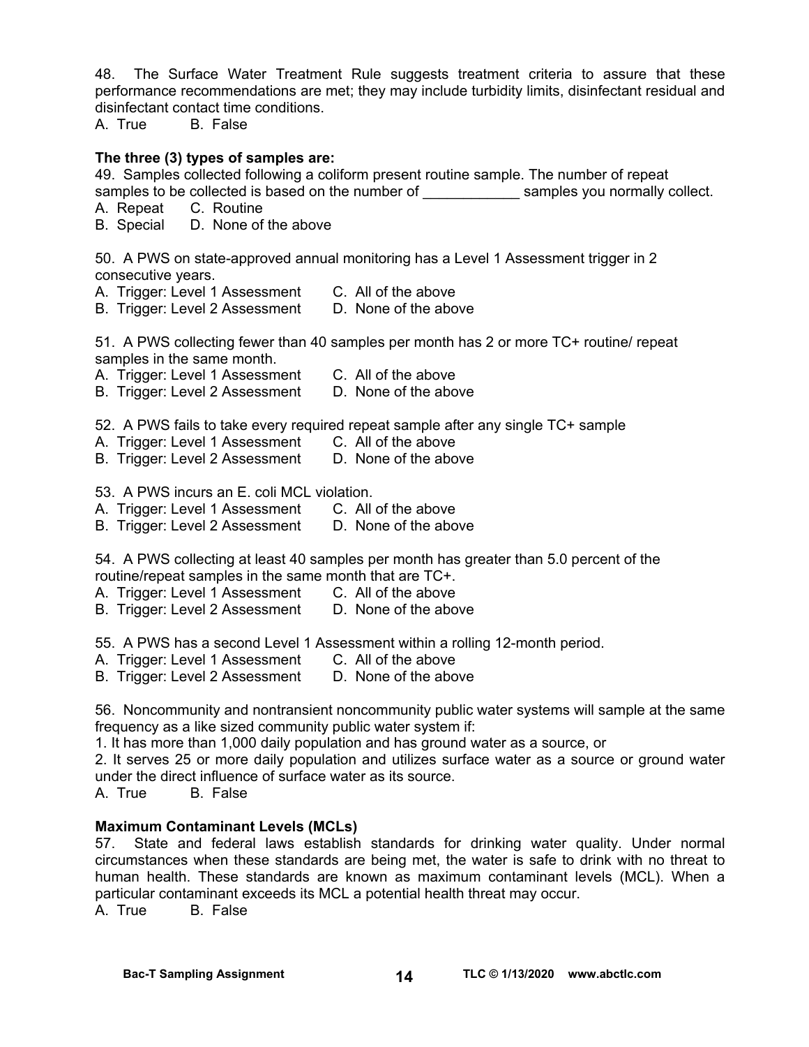48. The Surface Water Treatment Rule suggests treatment criteria to assure that these performance recommendations are met; they may include turbidity limits, disinfectant residual and disinfectant contact time conditions.
A. True B. False

**The three (3) types of samples are:**

49. Samples collected following a coliform present routine sample. The number of repeat samples to be collected is based on the number of ____________ samples you normally collect.
A. Repeat C. Routine
B. Special D. None of the above

50. A PWS on state-approved annual monitoring has a Level 1 Assessment trigger in 2 consecutive years.
A. Trigger: Level 1 Assessment C. All of the above
B. Trigger: Level 2 Assessment D. None of the above

51. A PWS collecting fewer than 40 samples per month has 2 or more TC+ routine/ repeat samples in the same month.
A. Trigger: Level 1 Assessment C. All of the above
B. Trigger: Level 2 Assessment D. None of the above

52. A PWS fails to take every required repeat sample after any single TC+ sample
A. Trigger: Level 1 Assessment C. All of the above
B. Trigger: Level 2 Assessment D. None of the above

53. A PWS incurs an E. coli MCL violation.
A. Trigger: Level 1 Assessment C. All of the above
B. Trigger: Level 2 Assessment D. None of the above

54. A PWS collecting at least 40 samples per month has greater than 5.0 percent of the routine/repeat samples in the same month that are TC+.
A. Trigger: Level 1 Assessment C. All of the above
B. Trigger: Level 2 Assessment D. None of the above

55. A PWS has a second Level 1 Assessment within a rolling 12-month period.
A. Trigger: Level 1 Assessment C. All of the above
B. Trigger: Level 2 Assessment D. None of the above

56. Noncommunity and nontransient noncommunity public water systems will sample at the same frequency as a like sized community public water system if:
1. It has more than 1,000 daily population and has ground water as a source, or
2. It serves 25 or more daily population and utilizes surface water as a source or ground water under the direct influence of surface water as its source.
A. True B. False

**Maximum Contaminant Levels (MCLs)**

57. State and federal laws establish standards for drinking water quality. Under normal circumstances when these standards are being met, the water is safe to drink with no threat to human health. These standards are known as maximum contaminant levels (MCL). When a particular contaminant exceeds its MCL a potential health threat may occur.
A. True B. False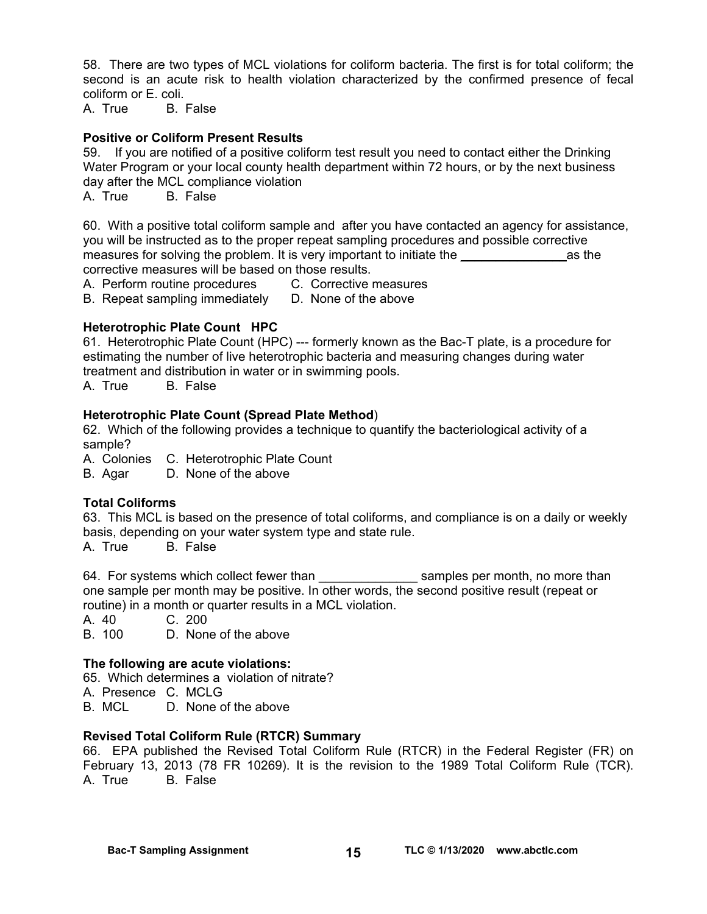58. There are two types of MCL violations for coliform bacteria. The first is for total coliform; the second is an acute risk to health violation characterized by the confirmed presence of fecal coliform or E. coli.
A. True B. False

**Positive or Coliform Present Results**

59. If you are notified of a positive coliform test result you need to contact either the Drinking Water Program or your local county health department within 72 hours, or by the next business day after the MCL compliance violation
A. True B. False

60. With a positive total coliform sample and after you have contacted an agency for assistance, you will be instructed as to the proper repeat sampling procedures and possible corrective measures for solving the problem. It is very important to initiate the _______________ as the corrective measures will be based on those results.
A. Perform routine procedures C. Corrective measures
B. Repeat sampling immediately D. None of the above

**Heterotrophic Plate Count HPC**

61. Heterotrophic Plate Count (HPC) --- formerly known as the Bac-T plate, is a procedure for estimating the number of live heterotrophic bacteria and measuring changes during water treatment and distribution in water or in swimming pools.
A. True B. False

**Heterotrophic Plate Count (Spread Plate Method)**

62. Which of the following provides a technique to quantify the bacteriological activity of a sample?
A. Colonies C. Heterotrophic Plate Count
B. Agar D. None of the above

**Total Coliforms**

63. This MCL is based on the presence of total coliforms, and compliance is on a daily or weekly basis, depending on your water system type and state rule.
A. True B. False

64. For systems which collect fewer than ______________ samples per month, no more than one sample per month may be positive. In other words, the second positive result (repeat or routine) in a month or quarter results in a MCL violation.
A. 40 C. 200
B. 100 D. None of the above

**The following are acute violations:**

65. Which determines a violation of nitrate?
A. Presence C. MCLG
B. MCL D. None of the above

**Revised Total Coliform Rule (RTCR) Summary**

66. EPA published the Revised Total Coliform Rule (RTCR) in the Federal Register (FR) on February 13, 2013 (78 FR 10269). It is the revision to the 1989 Total Coliform Rule (TCR).
A. True B. False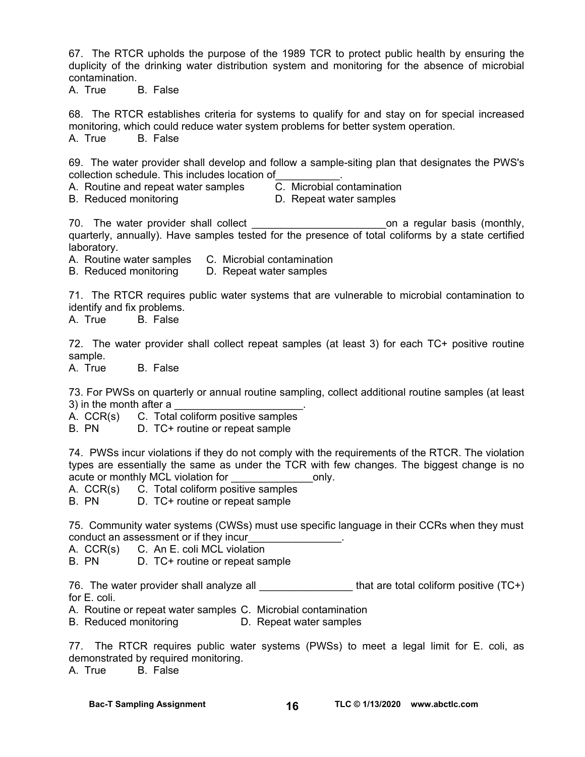67. The RTCR upholds the purpose of the 1989 TCR to protect public health by ensuring the duplicity of the drinking water distribution system and monitoring for the absence of microbial contamination.
A. True B. False

68. The RTCR establishes criteria for systems to qualify for and stay on for special increased monitoring, which could reduce water system problems for better system operation.
A. True B. False

69. The water provider shall develop and follow a sample-siting plan that designates the PWS's collection schedule. This includes location of___________.
A. Routine and repeat water samples C. Microbial contamination
B. Reduced monitoring D. Repeat water samples

70. The water provider shall collect _______________________on a regular basis (monthly, quarterly, annually). Have samples tested for the presence of total coliforms by a state certified laboratory.
A. Routine water samples C. Microbial contamination
B. Reduced monitoring D. Repeat water samples

71. The RTCR requires public water systems that are vulnerable to microbial contamination to identify and fix problems.
A. True B. False

72. The water provider shall collect repeat samples (at least 3) for each TC+ positive routine sample.
A. True B. False

73. For PWSs on quarterly or annual routine sampling, collect additional routine samples (at least 3) in the month after a ______________________.
A. CCR(s) C. Total coliform positive samples
B. PN D. TC+ routine or repeat sample

74. PWSs incur violations if they do not comply with the requirements of the RTCR. The violation types are essentially the same as under the TCR with few changes. The biggest change is no acute or monthly MCL violation for ______________only.
A. CCR(s) C. Total coliform positive samples
B. PN D. TC+ routine or repeat sample

75. Community water systems (CWSs) must use specific language in their CCRs when they must conduct an assessment or if they incur________________.
A. CCR(s) C. An E. coli MCL violation
B. PN D. TC+ routine or repeat sample

76. The water provider shall analyze all ________________ that are total coliform positive (TC+) for E. coli.
A. Routine or repeat water samples C. Microbial contamination
B. Reduced monitoring D. Repeat water samples

77. The RTCR requires public water systems (PWSs) to meet a legal limit for E. coli, as demonstrated by required monitoring.
A. True B. False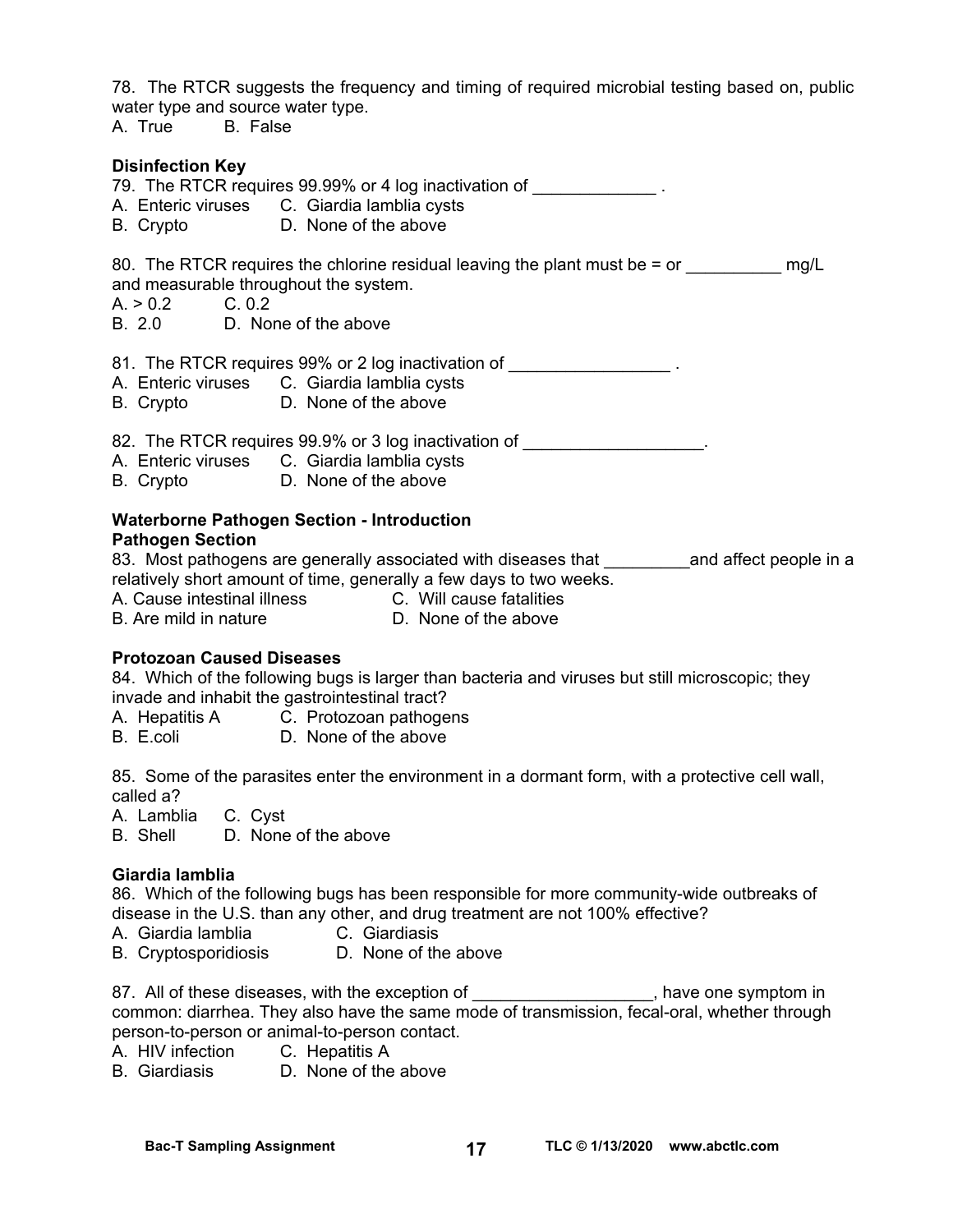78. The RTCR suggests the frequency and timing of required microbial testing based on, public water type and source water type.
A. True B. False

**Disinfection Key**

79. The RTCR requires 99.99% or 4 log inactivation of _____________ .
A. Enteric viruses C. Giardia lamblia cysts
B. Crypto D. None of the above

80. The RTCR requires the chlorine residual leaving the plant must be = or __________ mg/L and measurable throughout the system.
A. > 0.2 C. 0.2
B. 2.0 D. None of the above

81. The RTCR requires 99% or 2 log inactivation of _________________ .
A. Enteric viruses C. Giardia lamblia cysts
B. Crypto D. None of the above

82. The RTCR requires 99.9% or 3 log inactivation of ___________________.
A. Enteric viruses C. Giardia lamblia cysts
B. Crypto D. None of the above

**Waterborne Pathogen Section - Introduction**
**Pathogen Section**

83. Most pathogens are generally associated with diseases that _________and affect people in a relatively short amount of time, generally a few days to two weeks.
A. Cause intestinal illness C. Will cause fatalities
B. Are mild in nature D. None of the above

**Protozoan Caused Diseases**

84. Which of the following bugs is larger than bacteria and viruses but still microscopic; they invade and inhabit the gastrointestinal tract?
A. Hepatitis A C. Protozoan pathogens
B. E.coli D. None of the above

85. Some of the parasites enter the environment in a dormant form, with a protective cell wall, called a?
A. Lamblia C. Cyst
B. Shell D. None of the above

**Giardia lamblia**

86. Which of the following bugs has been responsible for more community-wide outbreaks of disease in the U.S. than any other, and drug treatment are not 100% effective?
A. Giardia lamblia C. Giardiasis
B. Cryptosporidiosis D. None of the above

87. All of these diseases, with the exception of ___________________, have one symptom in common: diarrhea. They also have the same mode of transmission, fecal-oral, whether through person-to-person or animal-to-person contact.
A. HIV infection C. Hepatitis A
B. Giardiasis D. None of the above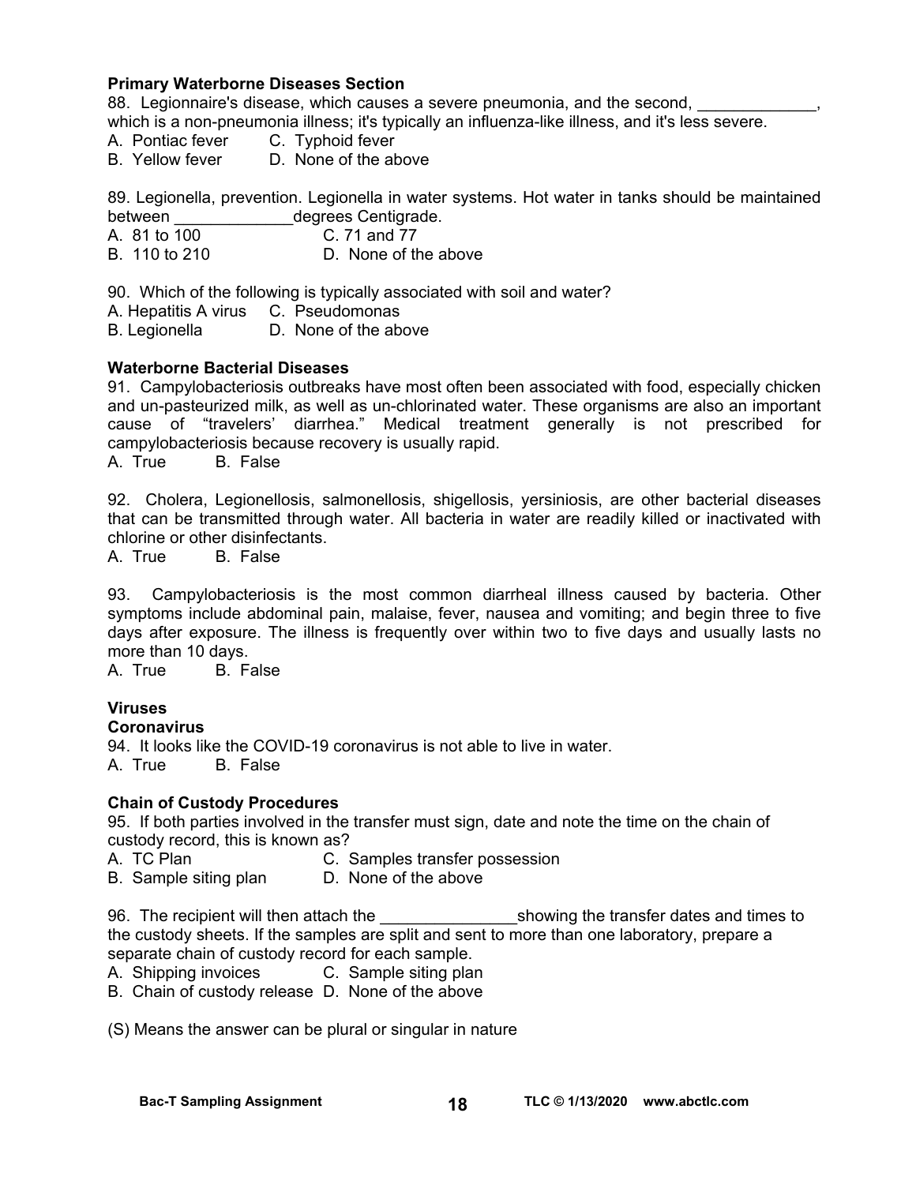**Primary Waterborne Diseases Section**

88. Legionnaire's disease, which causes a severe pneumonia, and the second, _____________, which is a non-pneumonia illness; it's typically an influenza-like illness, and it's less severe.
A. Pontiac fever C. Typhoid fever
B. Yellow fever D. None of the above

89. Legionella, prevention. Legionella in water systems. Hot water in tanks should be maintained between _____________degrees Centigrade.
A. 81 to 100 C. 71 and 77
B. 110 to 210 D. None of the above

90. Which of the following is typically associated with soil and water?
A. Hepatitis A virus C. Pseudomonas
B. Legionella D. None of the above

**Waterborne Bacterial Diseases**

91. Campylobacteriosis outbreaks have most often been associated with food, especially chicken and un-pasteurized milk, as well as un-chlorinated water. These organisms are also an important cause of "travelers' diarrhea." Medical treatment generally is not prescribed for campylobacteriosis because recovery is usually rapid.
A. True B. False

92. Cholera, Legionellosis, salmonellosis, shigellosis, yersiniosis, are other bacterial diseases that can be transmitted through water. All bacteria in water are readily killed or inactivated with chlorine or other disinfectants.
A. True B. False

93. Campylobacteriosis is the most common diarrheal illness caused by bacteria. Other symptoms include abdominal pain, malaise, fever, nausea and vomiting; and begin three to five days after exposure. The illness is frequently over within two to five days and usually lasts no more than 10 days.
A. True B. False

**Viruses**

**Coronavirus**

94. It looks like the COVID-19 coronavirus is not able to live in water.
A. True B. False

**Chain of Custody Procedures**

95. If both parties involved in the transfer must sign, date and note the time on the chain of custody record, this is known as?
A. TC Plan C. Samples transfer possession
B. Sample siting plan D. None of the above

96. The recipient will then attach the _______________showing the transfer dates and times to the custody sheets. If the samples are split and sent to more than one laboratory, prepare a separate chain of custody record for each sample.
A. Shipping invoices C. Sample siting plan
B. Chain of custody release D. None of the above

(S) Means the answer can be plural or singular in nature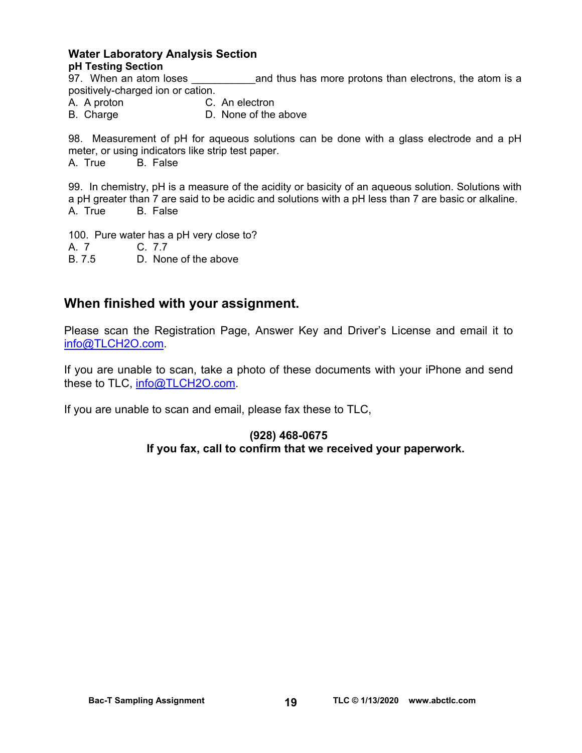## Water Laboratory Analysis Section

### pH Testing Section

97. When an atom loses ___________and thus has more protons than electrons, the atom is a positively-charged ion or cation.

A. A proton  
B. Charge  
C. An electron  
D. None of the above

98. Measurement of pH for aqueous solutions can be done with a glass electrode and a pH meter, or using indicators like strip test paper.

A. True  
B. False

99. In chemistry, pH is a measure of the acidity or basicity of an aqueous solution. Solutions with a pH greater than 7 are said to be acidic and solutions with a pH less than 7 are basic or alkaline.

A. True  
B. False

100. Pure water has a pH very close to?

A. 7  
B. 7.5  
C. 7.7  
D. None of the above

## When finished with your assignment.

Please scan the Registration Page, Answer Key and Driver's License and email it to info@TLCH2O.com.

If you are unable to scan, take a photo of these documents with your iPhone and send these to TLC, info@TLCH2O.com.

If you are unable to scan and email, please fax these to TLC,

**(928) 468-0675**  
**If you fax, call to confirm that we received your paperwork.**